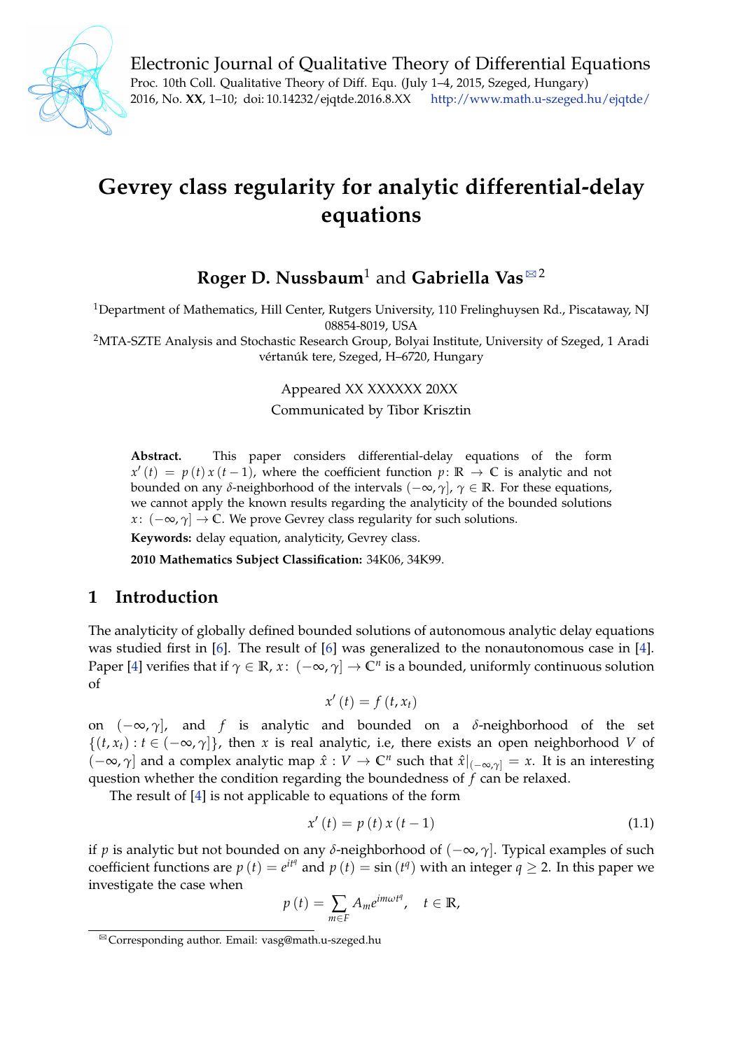# Gevrey class regularity for analytic differential-delay equations

**Roger D. Nussbaum**[1] and **Gabriella Vas**[✉2]

[1]Department of Mathematics, Hill Center, Rutgers University, 110 Frelinghuysen Rd., Piscataway, NJ 08854-8019, USA

[2]MTA-SZTE Analysis and Stochastic Research Group, Bolyai Institute, University of Szeged, 1 Aradi vértanúk tere, Szeged, H–6720, Hungary

Appeared XX XXXXXX 20XX

Communicated by Tibor Krisztin

**Abstract.** This paper considers differential-delay equations of the form $x'(t) = p(t)\,x(t-1)$, where the coefficient function $p\colon \mathbb{R} \to \mathbb{C}$ is analytic and not bounded on any $\delta$-neighborhood of the intervals $(-\infty, \gamma]$, $\gamma \in \mathbb{R}$. For these equations, we cannot apply the known results regarding the analyticity of the bounded solutions $x\colon (-\infty, \gamma] \to \mathbb{C}$. We prove Gevrey class regularity for such solutions.

**Keywords:** delay equation, analyticity, Gevrey class.

**2010 Mathematics Subject Classification:** 34K06, 34K99.

## 1 Introduction

The analyticity of globally defined bounded solutions of autonomous analytic delay equations was studied first in [6]. The result of [6] was generalized to the nonautonomous case in [4]. Paper [4] verifies that if $\gamma \in \mathbb{R}$, $x\colon (-\infty, \gamma] \to \mathbb{C}^n$ is a bounded, uniformly continuous solution of

$$x'(t) = f(t, x_t)$$

on $(-\infty, \gamma]$, and $f$ is analytic and bounded on a $\delta$-neighborhood of the set $\{(t, x_t) : t \in (-\infty, \gamma]\}$, then $x$ is real analytic, i.e, there exists an open neighborhood $V$ of $(-\infty, \gamma]$ and a complex analytic map $\hat{x} : V \to \mathbb{C}^n$ such that $\hat{x}|_{(-\infty,\gamma]} = x$. It is an interesting question whether the condition regarding the boundedness of $f$ can be relaxed.

The result of [4] is not applicable to equations of the form

$$x'(t) = p(t)\,x(t-1) \tag{1.1}$$

if $p$ is analytic but not bounded on any $\delta$-neighborhood of $(-\infty, \gamma]$. Typical examples of such coefficient functions are $p(t) = e^{it^q}$ and $p(t) = \sin(t^q)$ with an integer $q \geq 2$. In this paper we investigate the case when

$$p(t) = \sum_{m \in F} A_m e^{im\omega t^q}, \quad t \in \mathbb{R},$$

[✉]Corresponding author. Email: vasg@math.u-szeged.hu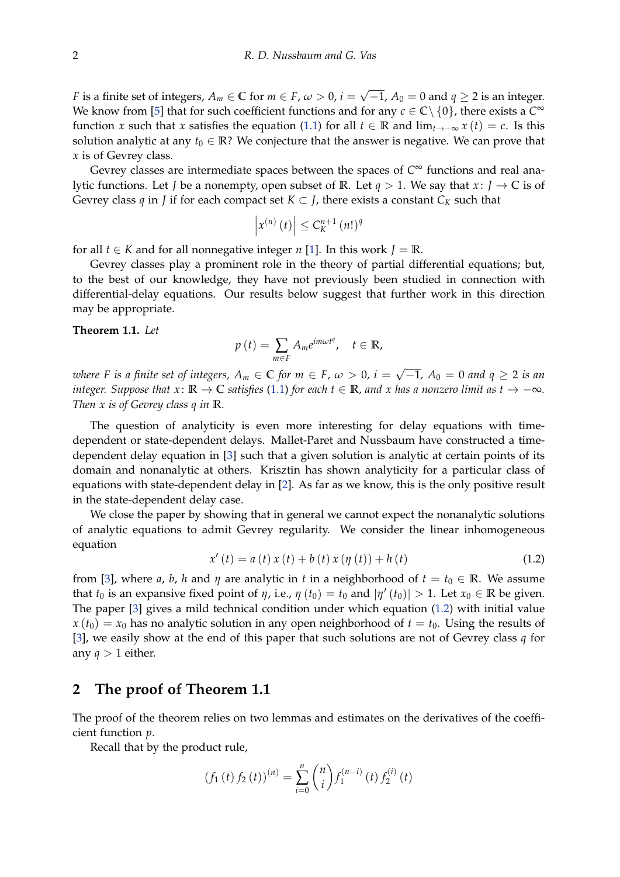$F$ is a finite set of integers, $A_m \in \mathbb{C}$ for $m \in F$, $\omega > 0$, $i = \sqrt{-1}$, $A_0 = 0$ and $q \geq 2$ is an integer. We know from [5] that for such coefficient functions and for any $c \in \mathbb{C} \setminus \{0\}$, there exists a $C^\infty$ function $x$ such that $x$ satisfies the equation (1.1) for all $t \in \mathbb{R}$ and $\lim_{t\to-\infty} x(t) = c$. Is this solution analytic at any $t_0 \in \mathbb{R}$? We conjecture that the answer is negative. We can prove that $x$ is of Gevrey class.

Gevrey classes are intermediate spaces between the spaces of $C^\infty$ functions and real analytic functions. Let $J$ be a nonempty, open subset of $\mathbb{R}$. Let $q > 1$. We say that $x \colon J \to \mathbb{C}$ is of Gevrey class $q$ in $J$ if for each compact set $K \subset J$, there exists a constant $C_K$ such that

$$\left| x^{(n)}(t) \right| \leq C_K^{n+1} (n!)^q$$

for all $t \in K$ and for all nonnegative integer $n$ [1]. In this work $J = \mathbb{R}$.

Gevrey classes play a prominent role in the theory of partial differential equations; but, to the best of our knowledge, they have not previously been studied in connection with differential-delay equations. Our results below suggest that further work in this direction may be appropriate.

**Theorem 1.1.** *Let*

$$p(t) = \sum_{m\in F} A_m e^{im\omega t^q}, \quad t \in \mathbb{R},$$

*where $F$ is a finite set of integers, $A_m \in \mathbb{C}$ for $m \in F$, $\omega > 0$, $i = \sqrt{-1}$, $A_0 = 0$ and $q \geq 2$ is an integer. Suppose that $x \colon \mathbb{R} \to \mathbb{C}$ satisfies (1.1) for each $t \in \mathbb{R}$, and $x$ has a nonzero limit as $t \to -\infty$. Then $x$ is of Gevrey class $q$ in $\mathbb{R}$.*

The question of analyticity is even more interesting for delay equations with time-dependent or state-dependent delays. Mallet-Paret and Nussbaum have constructed a time-dependent delay equation in [3] such that a given solution is analytic at certain points of its domain and nonanalytic at others. Krisztin has shown analyticity for a particular class of equations with state-dependent delay in [2]. As far as we know, this is the only positive result in the state-dependent delay case.

We close the paper by showing that in general we cannot expect the nonanalytic solutions of analytic equations to admit Gevrey regularity. We consider the linear inhomogeneous equation

$$x'(t) = a(t)\, x(t) + b(t)\, x(\eta(t)) + h(t) \tag{1.2}$$

from [3], where $a$, $b$, $h$ and $\eta$ are analytic in $t$ in a neighborhood of $t = t_0 \in \mathbb{R}$. We assume that $t_0$ is an expansive fixed point of $\eta$, i.e., $\eta(t_0) = t_0$ and $|\eta'(t_0)| > 1$. Let $x_0 \in \mathbb{R}$ be given. The paper [3] gives a mild technical condition under which equation (1.2) with initial value $x(t_0) = x_0$ has no analytic solution in any open neighborhood of $t = t_0$. Using the results of [3], we easily show at the end of this paper that such solutions are not of Gevrey class $q$ for any $q > 1$ either.

## 2 The proof of Theorem 1.1

The proof of the theorem relies on two lemmas and estimates on the derivatives of the coefficient function $p$.

Recall that by the product rule,

$$(f_1(t)\, f_2(t))^{(n)} = \sum_{i=0}^{n} \binom{n}{i} f_1^{(n-i)}(t)\, f_2^{(i)}(t)$$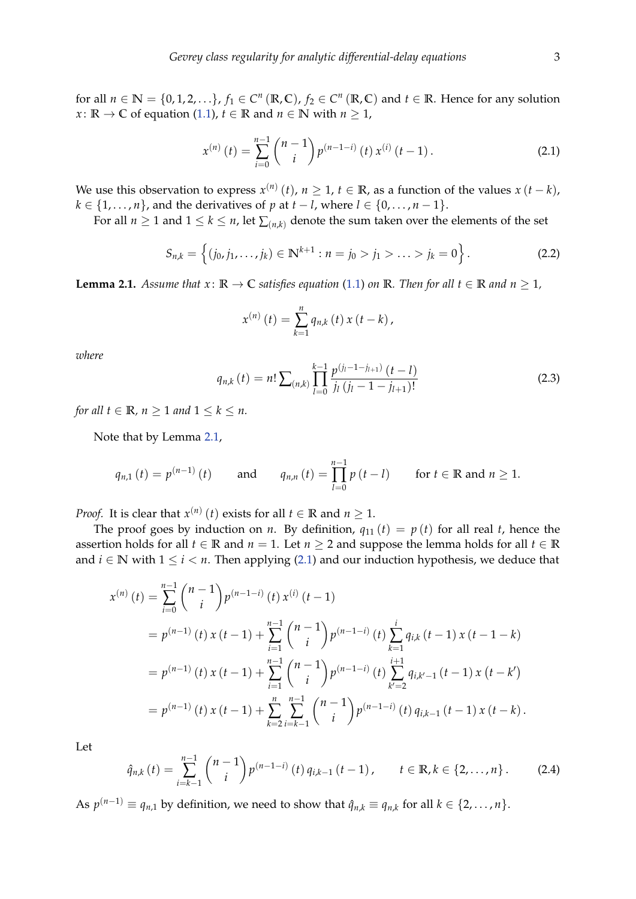for all $n \in \mathbb{N} = \{0, 1, 2, \ldots\}$, $f_1 \in C^n(\mathbb{R}, \mathbb{C})$, $f_2 \in C^n(\mathbb{R}, \mathbb{C})$ and $t \in \mathbb{R}$. Hence for any solution $x \colon \mathbb{R} \to \mathbb{C}$ of equation (1.1), $t \in \mathbb{R}$ and $n \in \mathbb{N}$ with $n \geq 1$,

$$x^{(n)}(t) = \sum_{i=0}^{n-1} \binom{n-1}{i} p^{(n-1-i)}(t)\, x^{(i)}(t-1). \tag{2.1}$$

We use this observation to express $x^{(n)}(t)$, $n \geq 1$, $t \in \mathbb{R}$, as a function of the values $x(t-k)$, $k \in \{1, \ldots, n\}$, and the derivatives of $p$ at $t-l$, where $l \in \{0, \ldots, n-1\}$.

For all $n \geq 1$ and $1 \leq k \leq n$, let $\sum_{(n,k)}$ denote the sum taken over the elements of the set

$$S_{n,k} = \left\{ (j_0, j_1, \ldots, j_k) \in \mathbb{N}^{k+1} : n = j_0 > j_1 > \ldots > j_k = 0 \right\}. \tag{2.2}$$

**Lemma 2.1.** *Assume that $x \colon \mathbb{R} \to \mathbb{C}$ satisfies equation (1.1) on $\mathbb{R}$. Then for all $t \in \mathbb{R}$ and $n \geq 1$,*

$$x^{(n)}(t) = \sum_{k=1}^{n} q_{n,k}(t)\, x(t-k),$$

*where*

$$q_{n,k}(t) = n! \sum\nolimits_{(n,k)} \prod_{l=0}^{k-1} \frac{p^{(j_l - 1 - j_{l+1})}(t-l)}{j_l \,(j_l - 1 - j_{l+1})!} \tag{2.3}$$

*for all $t \in \mathbb{R}$, $n \geq 1$ and $1 \leq k \leq n$.*

Note that by Lemma 2.1,

$$q_{n,1}(t) = p^{(n-1)}(t) \qquad \text{and} \qquad q_{n,n}(t) = \prod_{l=0}^{n-1} p(t-l) \qquad \text{for } t \in \mathbb{R} \text{ and } n \geq 1.$$

*Proof.* It is clear that $x^{(n)}(t)$ exists for all $t \in \mathbb{R}$ and $n \geq 1$.

The proof goes by induction on $n$. By definition, $q_{11}(t) = p(t)$ for all real $t$, hence the assertion holds for all $t \in \mathbb{R}$ and $n = 1$. Let $n \geq 2$ and suppose the lemma holds for all $t \in \mathbb{R}$ and $i \in \mathbb{N}$ with $1 \leq i < n$. Then applying (2.1) and our induction hypothesis, we deduce that

$$\begin{aligned}
x^{(n)}(t) &= \sum_{i=0}^{n-1} \binom{n-1}{i} p^{(n-1-i)}(t)\, x^{(i)}(t-1) \\
&= p^{(n-1)}(t)\, x(t-1) + \sum_{i=1}^{n-1} \binom{n-1}{i} p^{(n-1-i)}(t) \sum_{k=1}^{i} q_{i,k}(t-1)\, x(t-1-k) \\
&= p^{(n-1)}(t)\, x(t-1) + \sum_{i=1}^{n-1} \binom{n-1}{i} p^{(n-1-i)}(t) \sum_{k'=2}^{i+1} q_{i,k'-1}(t-1)\, x(t-k') \\
&= p^{(n-1)}(t)\, x(t-1) + \sum_{k=2}^{n} \sum_{i=k-1}^{n-1} \binom{n-1}{i} p^{(n-1-i)}(t)\, q_{i,k-1}(t-1)\, x(t-k).
\end{aligned}$$

Let

$$\hat{q}_{n,k}(t) = \sum_{i=k-1}^{n-1} \binom{n-1}{i} p^{(n-1-i)}(t)\, q_{i,k-1}(t-1), \qquad t \in \mathbb{R}, k \in \{2, \ldots, n\}. \tag{2.4}$$

As $p^{(n-1)} \equiv q_{n,1}$ by definition, we need to show that $\hat{q}_{n,k} \equiv q_{n,k}$ for all $k \in \{2, \ldots, n\}$.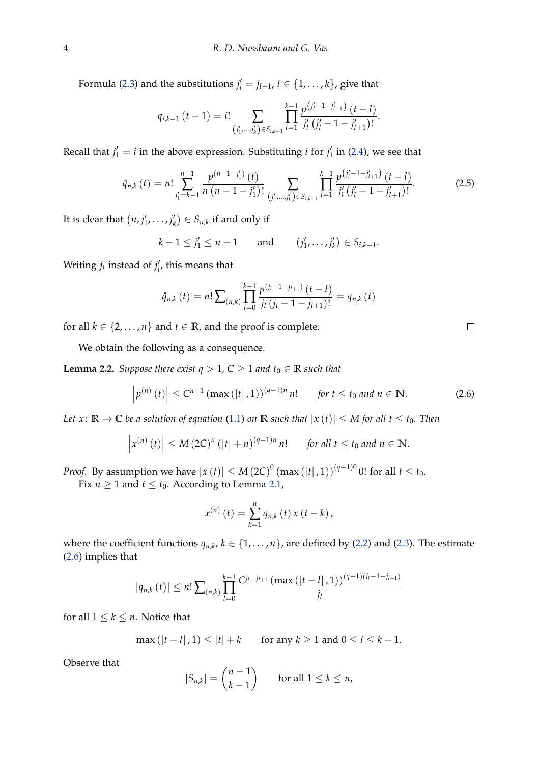Formula (2.3) and the substitutions $j'_l = j_{l-1}$, $l \in \{1, \ldots, k\}$, give that

$$q_{i,k-1}(t-1) = i! \sum_{(j'_1,\ldots,j'_k) \in S_{i,k-1}} \prod_{l=1}^{k-1} \frac{p^{\left(j'_l - 1 - j'_{l+1}\right)}(t-l)}{j'_l \left(j'_l - 1 - j'_{l+1}\right)!}.$$

Recall that $j'_1 = i$ in the above expression. Substituting $i$ for $j'_1$ in (2.4), we see that

$$\hat{q}_{n,k}(t) = n! \sum_{j'_1 = k-1}^{n-1} \frac{p^{(n-1-j'_1)}(t)}{n\left(n-1-j'_1\right)!} \sum_{(j'_1,\ldots,j'_k) \in S_{i,k-1}} \prod_{l=1}^{k-1} \frac{p^{\left(j'_l - 1 - j'_{l+1}\right)}(t-l)}{j'_l \left(j'_l - 1 - j'_{l+1}\right)!}. \tag{2.5}$$

It is clear that $\left(n, j'_1, \ldots, j'_k\right) \in S_{n,k}$ if and only if

$$k - 1 \le j'_1 \le n-1 \qquad \text{and} \qquad \left(j'_1, \ldots, j'_k\right) \in S_{i,k-1}.$$

Writing $j_l$ instead of $j'_l$, this means that

$$\hat{q}_{n,k}(t) = n! \sum\nolimits_{(n,k)} \prod_{l=0}^{k-1} \frac{p^{(j_l - 1 - j_{l+1})}(t-l)}{j_l \left(j_l - 1 - j_{l+1}\right)!} = q_{n,k}(t)$$

for all $k \in \{2, \ldots, n\}$ and $t \in \mathbb{R}$, and the proof is complete. □

We obtain the following as a consequence.

**Lemma 2.2.** *Suppose there exist $q > 1$, $C \ge 1$ and $t_0 \in \mathbb{R}$ such that*

$$\left|p^{(n)}(t)\right| \le C^{n+1} \left(\max\left(|t|, 1\right)\right)^{(q-1)n} n! \qquad \text{for } t \le t_0 \text{ and } n \in \mathbb{N}. \tag{2.6}$$

*Let $x \colon \mathbb{R} \to \mathbb{C}$ be a solution of equation (1.1) on $\mathbb{R}$ such that $|x(t)| \le M$ for all $t \le t_0$. Then*

$$\left|x^{(n)}(t)\right| \le M (2C)^n \left(|t| + n\right)^{(q-1)n} n! \qquad \text{for all } t \le t_0 \text{ and } n \in \mathbb{N}.$$

*Proof.* By assumption we have $|x(t)| \le M (2C)^0 \left(\max\left(|t|, 1\right)\right)^{(q-1)0} 0!$ for all $t \le t_0$.

Fix $n \ge 1$ and $t \le t_0$. According to Lemma 2.1,

$$x^{(n)}(t) = \sum_{k=1}^{n} q_{n,k}(t)\, x(t-k),$$

where the coefficient functions $q_{n,k}$, $k \in \{1, \ldots, n\}$, are defined by (2.2) and (2.3). The estimate (2.6) implies that

$$\left|q_{n,k}(t)\right| \le n! \sum\nolimits_{(n,k)} \prod_{l=0}^{k-1} \frac{C^{j_l - j_{l+1}} \left(\max\left(|t-l|, 1\right)\right)^{(q-1)(j_l - 1 - j_{l+1})}}{j_l}$$

for all $1 \le k \le n$. Notice that

$$\max\left(|t-l|, 1\right) \le |t| + k \qquad \text{for any } k \ge 1 \text{ and } 0 \le l \le k-1.$$

Observe that

$$\left|S_{n,k}\right| = \binom{n-1}{k-1} \qquad \text{for all } 1 \le k \le n,$$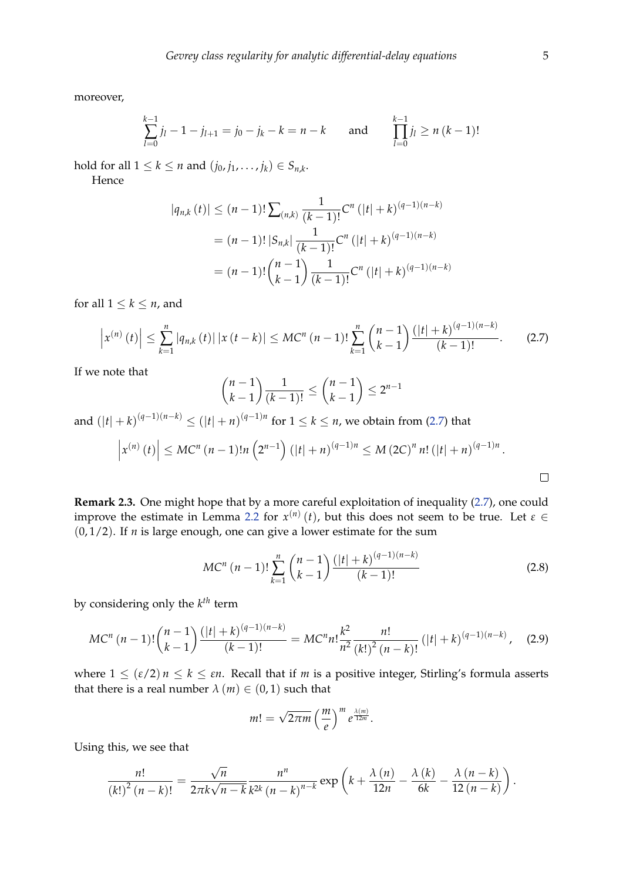moreover,

$$\sum_{l=0}^{k-1} j_l - 1 - j_{l+1} = j_0 - j_k - k = n - k \qquad \text{and} \qquad \prod_{l=0}^{k-1} j_l \geq n\,(k-1)!$$

hold for all $1 \leq k \leq n$ and $(j_0, j_1, \ldots, j_k) \in S_{n,k}$.

Hence

$$\begin{aligned}
|q_{n,k}(t)| &\leq (n-1)! \sum\nolimits_{(n,k)} \frac{1}{(k-1)!} C^n \left(|t| + k\right)^{(q-1)(n-k)} \\
&= (n-1)! \left|S_{n,k}\right| \frac{1}{(k-1)!} C^n \left(|t| + k\right)^{(q-1)(n-k)} \\
&= (n-1)! \binom{n-1}{k-1} \frac{1}{(k-1)!} C^n \left(|t| + k\right)^{(q-1)(n-k)}
\end{aligned}$$

for all $1 \leq k \leq n$, and

$$\left| x^{(n)}(t) \right| \leq \sum_{k=1}^{n} |q_{n,k}(t)| \, |x(t-k)| \leq M C^n (n-1)! \sum_{k=1}^{n} \binom{n-1}{k-1} \frac{\left(|t|+k\right)^{(q-1)(n-k)}}{(k-1)!}. \tag{2.7}$$

If we note that

$$\binom{n-1}{k-1} \frac{1}{(k-1)!} \leq \binom{n-1}{k-1} \leq 2^{n-1}$$

and $\left(|t|+k\right)^{(q-1)(n-k)} \leq \left(|t|+n\right)^{(q-1)n}$ for $1 \leq k \leq n$, we obtain from (2.7) that

$$\left| x^{(n)}(t) \right| \leq M C^n (n-1)! n \left(2^{n-1}\right) \left(|t|+n\right)^{(q-1)n} \leq M \left(2C\right)^n n! \left(|t|+n\right)^{(q-1)n}.$$

□

**Remark 2.3.** One might hope that by a more careful exploitation of inequality (2.7), one could improve the estimate in Lemma 2.2 for $x^{(n)}(t)$, but this does not seem to be true. Let $\varepsilon \in (0, 1/2)$. If $n$ is large enough, one can give a lower estimate for the sum

$$M C^n (n-1)! \sum_{k=1}^{n} \binom{n-1}{k-1} \frac{\left(|t|+k\right)^{(q-1)(n-k)}}{(k-1)!} \tag{2.8}$$

by considering only the $k^{th}$ term

$$M C^n (n-1)! \binom{n-1}{k-1} \frac{\left(|t|+k\right)^{(q-1)(n-k)}}{(k-1)!} = M C^n n! \frac{k^2}{n^2} \frac{n!}{(k!)^2 (n-k)!} \left(|t|+k\right)^{(q-1)(n-k)}, \tag{2.9}$$

where $1 \leq (\varepsilon/2)\, n \leq k \leq \varepsilon n$. Recall that if $m$ is a positive integer, Stirling's formula asserts that there is a real number $\lambda(m) \in (0,1)$ such that

$$m! = \sqrt{2\pi m} \left(\frac{m}{e}\right)^m e^{\frac{\lambda(m)}{12m}}.$$

Using this, we see that

$$\frac{n!}{(k!)^2 (n-k)!} = \frac{\sqrt{n}}{2\pi k \sqrt{n-k}} \frac{n^n}{k^{2k} (n-k)^{n-k}} \exp\left(k + \frac{\lambda(n)}{12n} - \frac{\lambda(k)}{6k} - \frac{\lambda(n-k)}{12(n-k)}\right).$$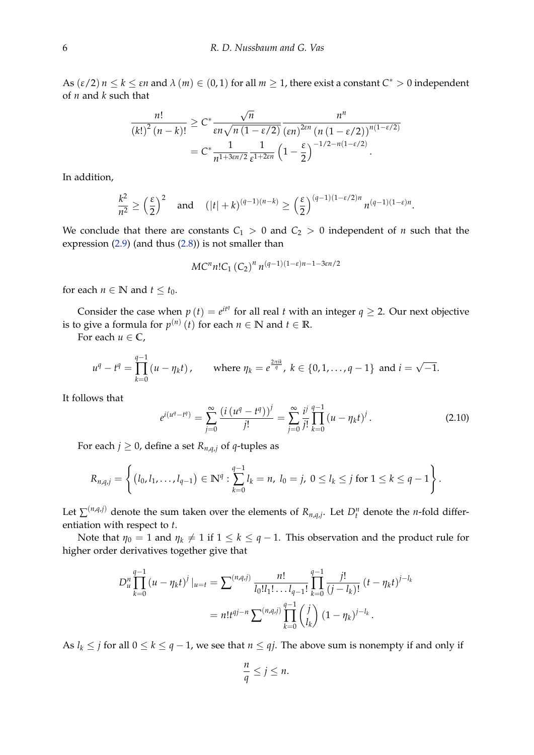As $(\varepsilon/2)\, n \leq k \leq \varepsilon n$ and $\lambda(m) \in (0,1)$ for all $m \geq 1$, there exist a constant $C^* > 0$ independent of $n$ and $k$ such that

$$\frac{n!}{(k!)^2\,(n-k)!} \geq C^* \frac{\sqrt{n}}{\varepsilon n \sqrt{n\,(1-\varepsilon/2)}} \frac{n^n}{(\varepsilon n)^{2\varepsilon n}\,(n\,(1-\varepsilon/2))^{n(1-\varepsilon/2)}}$$
$$= C^* \frac{1}{n^{1+3\varepsilon n/2}} \frac{1}{\varepsilon^{1+2\varepsilon n}} \left(1-\frac{\varepsilon}{2}\right)^{-1/2-n(1-\varepsilon/2)}.$$

In addition,

$$\frac{k^2}{n^2} \geq \left(\frac{\varepsilon}{2}\right)^2 \quad \text{and} \quad (|t|+k)^{(q-1)(n-k)} \geq \left(\frac{\varepsilon}{2}\right)^{(q-1)(1-\varepsilon/2)n} n^{(q-1)(1-\varepsilon)n}.$$

We conclude that there are constants $C_1 > 0$ and $C_2 > 0$ independent of $n$ such that the expression (2.9) (and thus (2.8)) is not smaller than

$$MC^n n! C_1\,(C_2)^n\, n^{(q-1)(1-\varepsilon)n-1-3\varepsilon n/2}$$

for each $n \in \mathbb{N}$ and $t \leq t_0$.

Consider the case when $p(t) = e^{it^q}$ for all real $t$ with an integer $q \geq 2$. Our next objective is to give a formula for $p^{(n)}(t)$ for each $n \in \mathbb{N}$ and $t \in \mathbb{R}$.

For each $u \in \mathbb{C}$,

$$u^q - t^q = \prod_{k=0}^{q-1} (u - \eta_k t), \qquad \text{where } \eta_k = e^{\frac{2\pi i k}{q}},\ k \in \{0,1,\ldots,q-1\} \text{ and } i = \sqrt{-1}.$$

It follows that

$$e^{i(u^q - t^q)} = \sum_{j=0}^{\infty} \frac{\left(i\,(u^q - t^q)\right)^j}{j!} = \sum_{j=0}^{\infty} \frac{i^j}{j!} \prod_{k=0}^{q-1} (u - \eta_k t)^j. \tag{2.10}$$

For each $j \geq 0$, define a set $R_{n,q,j}$ of $q$-tuples as

$$R_{n,q,j} = \left\{ (l_0, l_1, \ldots, l_{q-1}) \in \mathbb{N}^q : \sum_{k=0}^{q-1} l_k = n,\ l_0 = j,\ 0 \leq l_k \leq j \text{ for } 1 \leq k \leq q-1 \right\}.$$

Let $\sum^{(n,q,j)}$ denote the sum taken over the elements of $R_{n,q,j}$. Let $D_t^n$ denote the $n$-fold differentiation with respect to $t$.

Note that $\eta_0 = 1$ and $\eta_k \neq 1$ if $1 \leq k \leq q-1$. This observation and the product rule for higher order derivatives together give that

$$D_u^n \prod_{k=0}^{q-1} (u - \eta_k t)^j \,|_{u=t} = \sum\nolimits^{(n,q,j)} \frac{n!}{l_0! l_1! \ldots l_{q-1}!} \prod_{k=0}^{q-1} \frac{j!}{(j-l_k)!} (t - \eta_k t)^{j-l_k}$$
$$= n! t^{qj-n} \sum\nolimits^{(n,q,j)} \prod_{k=0}^{q-1} \binom{j}{l_k} (1-\eta_k)^{j-l_k}.$$

As $l_k \leq j$ for all $0 \leq k \leq q-1$, we see that $n \leq qj$. The above sum is nonempty if and only if

$$\frac{n}{q} \leq j \leq n.$$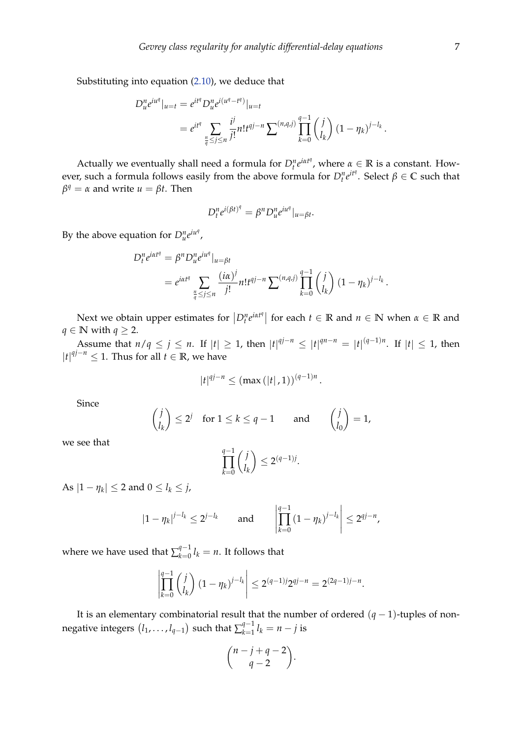Substituting into equation (2.10), we deduce that

$$
\begin{aligned}
D_u^n e^{iu^q}|_{u=t} &= e^{it^q} D_u^n e^{i(u^q - t^q)}|_{u=t} \\
&= e^{it^q} \sum_{\frac{n}{q} \le j \le n} \frac{i^j}{j!} n! t^{qj-n} \sum\nolimits^{(n,q,j)} \prod_{k=0}^{q-1} \binom{j}{l_k} (1-\eta_k)^{j-l_k}.
\end{aligned}
$$

Actually we eventually shall need a formula for $D_t^n e^{i\alpha t^q}$, where $\alpha \in \mathbb{R}$ is a constant. However, such a formula follows easily from the above formula for $D_t^n e^{it^q}$. Select $\beta \in \mathbb{C}$ such that $\beta^q = \alpha$ and write $u = \beta t$. Then

$$
D_t^n e^{i(\beta t)^q} = \beta^n D_u^n e^{iu^q}|_{u=\beta t}.
$$

By the above equation for $D_u^n e^{iu^q}$,

$$
\begin{aligned}
D_t^n e^{i\alpha t^q} &= \beta^n D_u^n e^{iu^q}|_{u=\beta t} \\
&= e^{i\alpha t^q} \sum_{\frac{n}{q} \le j \le n} \frac{(i\alpha)^j}{j!} n! t^{qj-n} \sum\nolimits^{(n,q,j)} \prod_{k=0}^{q-1} \binom{j}{l_k} (1-\eta_k)^{j-l_k}.
\end{aligned}
$$

Next we obtain upper estimates for $\left|D_t^n e^{i\alpha t^q}\right|$ for each $t \in \mathbb{R}$ and $n \in \mathbb{N}$ when $\alpha \in \mathbb{R}$ and $q \in \mathbb{N}$ with $q \ge 2$.

Assume that $n/q \le j \le n$. If $|t| \ge 1$, then $|t|^{qj-n} \le |t|^{qn-n} = |t|^{(q-1)n}$. If $|t| \le 1$, then $|t|^{qj-n} \le 1$. Thus for all $t \in \mathbb{R}$, we have

$$
|t|^{qj-n} \le (\max(|t|, 1))^{(q-1)n}.
$$

Since

$$
\binom{j}{l_k} \le 2^j \quad \text{for } 1 \le k \le q-1 \qquad \text{and} \qquad \binom{j}{l_0} = 1,
$$

we see that

$$
\prod_{k=0}^{q-1} \binom{j}{l_k} \le 2^{(q-1)j}.
$$

As $|1-\eta_k| \le 2$ and $0 \le l_k \le j$,

$$
|1-\eta_k|^{j-l_k} \le 2^{j-l_k} \qquad \text{and} \qquad \left| \prod_{k=0}^{q-1} (1-\eta_k)^{j-l_k} \right| \le 2^{qj-n},
$$

where we have used that $\sum_{k=0}^{q-1} l_k = n$. It follows that

$$
\left| \prod_{k=0}^{q-1} \binom{j}{l_k} (1-\eta_k)^{j-l_k} \right| \le 2^{(q-1)j} 2^{qj-n} = 2^{(2q-1)j-n}.
$$

It is an elementary combinatorial result that the number of ordered $(q-1)$-tuples of non-negative integers $(l_1, \ldots, l_{q-1})$ such that $\sum_{k=1}^{q-1} l_k = n-j$ is

$$
\binom{n-j+q-2}{q-2}.
$$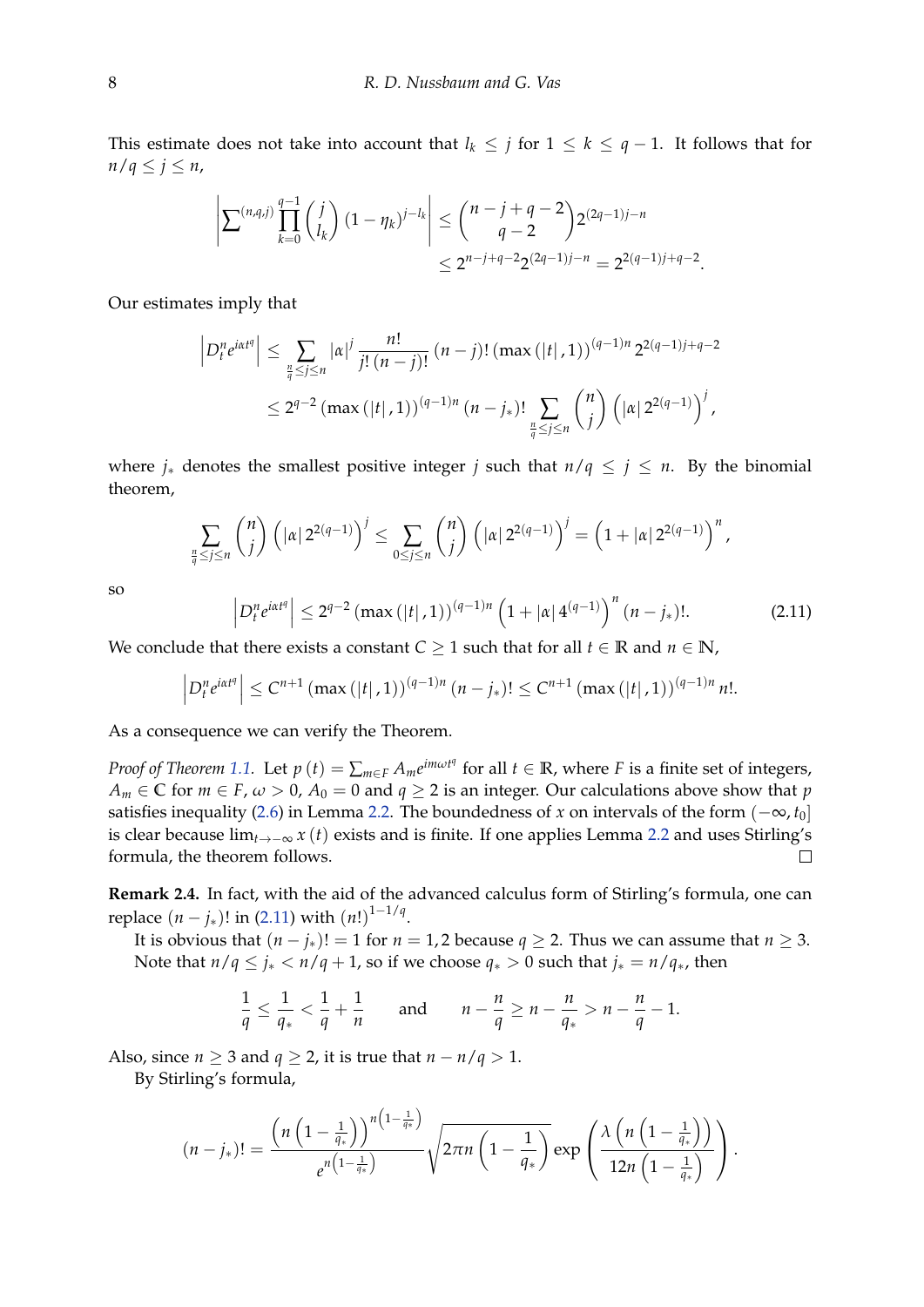This estimate does not take into account that $l_k \leq j$ for $1 \leq k \leq q-1$. It follows that for $n/q \leq j \leq n$,

$$\left| \sum\nolimits^{(n,q,j)} \prod_{k=0}^{q-1} \binom{j}{l_k} (1-\eta_k)^{j-l_k} \right| \leq \binom{n-j+q-2}{q-2} 2^{(2q-1)j-n}$$
$$\leq 2^{n-j+q-2} 2^{(2q-1)j-n} = 2^{2(q-1)j+q-2}.$$

Our estimates imply that

$$\left| D_t^n e^{i\alpha t^q} \right| \leq \sum_{\frac{n}{q} \leq j \leq n} |\alpha|^j \frac{n!}{j!\,(n-j)!} (n-j)! \left(\max\left(|t|,1\right)\right)^{(q-1)n} 2^{2(q-1)j+q-2}$$
$$\leq 2^{q-2} \left(\max\left(|t|,1\right)\right)^{(q-1)n} (n-j_*)! \sum_{\frac{n}{q} \leq j \leq n} \binom{n}{j} \left(|\alpha| \, 2^{2(q-1)}\right)^j,$$

where $j_*$ denotes the smallest positive integer $j$ such that $n/q \leq j \leq n$. By the binomial theorem,

$$\sum_{\frac{n}{q} \leq j \leq n} \binom{n}{j} \left(|\alpha| \, 2^{2(q-1)}\right)^j \leq \sum_{0 \leq j \leq n} \binom{n}{j} \left(|\alpha| \, 2^{2(q-1)}\right)^j = \left(1 + |\alpha| \, 2^{2(q-1)}\right)^n,$$

so

$$\left| D_t^n e^{i\alpha t^q} \right| \leq 2^{q-2} \left(\max\left(|t|,1\right)\right)^{(q-1)n} \left(1 + |\alpha| \, 4^{(q-1)}\right)^n (n-j_*)!. \tag{2.11}$$

We conclude that there exists a constant $C \geq 1$ such that for all $t \in \mathbb{R}$ and $n \in \mathbb{N}$,

$$\left| D_t^n e^{i\alpha t^q} \right| \leq C^{n+1} \left(\max\left(|t|,1\right)\right)^{(q-1)n} (n-j_*)! \leq C^{n+1} \left(\max\left(|t|,1\right)\right)^{(q-1)n} n!.$$

As a consequence we can verify the Theorem.

*Proof of Theorem 1.1.* Let $p(t) = \sum_{m \in F} A_m e^{im\omega t^q}$ for all $t \in \mathbb{R}$, where $F$ is a finite set of integers, $A_m \in \mathbb{C}$ for $m \in F$, $\omega > 0$, $A_0 = 0$ and $q \geq 2$ is an integer. Our calculations above show that $p$ satisfies inequality (2.6) in Lemma 2.2. The boundedness of $x$ on intervals of the form $(-\infty, t_0]$ is clear because $\lim_{t \to -\infty} x(t)$ exists and is finite. If one applies Lemma 2.2 and uses Stirling's formula, the theorem follows. ∎

**Remark 2.4.** In fact, with the aid of the advanced calculus form of Stirling's formula, one can replace $(n-j_*)!$ in (2.11) with $(n!)^{1-1/q}$.

It is obvious that $(n-j_*)! = 1$ for $n = 1, 2$ because $q \geq 2$. Thus we can assume that $n \geq 3$. Note that $n/q \leq j_* < n/q + 1$, so if we choose $q_* > 0$ such that $j_* = n/q_*$, then

$$\frac{1}{q} \leq \frac{1}{q_*} < \frac{1}{q} + \frac{1}{n} \qquad \text{and} \qquad n - \frac{n}{q} \geq n - \frac{n}{q_*} > n - \frac{n}{q} - 1.$$

Also, since $n \geq 3$ and $q \geq 2$, it is true that $n - n/q > 1$.

By Stirling's formula,

$$(n-j_*)! = \frac{\left(n\left(1-\frac{1}{q_*}\right)\right)^{n\left(1-\frac{1}{q_*}\right)}}{e^{n\left(1-\frac{1}{q_*}\right)}} \sqrt{2\pi n\left(1-\frac{1}{q_*}\right)} \exp\left(\frac{\lambda\left(n\left(1-\frac{1}{q_*}\right)\right)}{12n\left(1-\frac{1}{q_*}\right)}\right).$$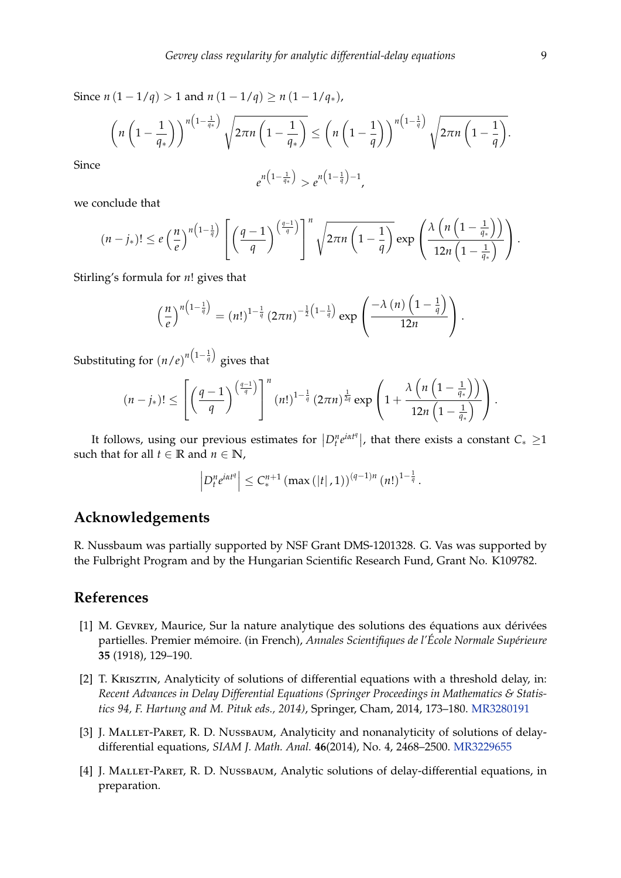Since $n(1-1/q) > 1$ and $n(1-1/q) \geq n(1-1/q_*)$,

$$\left(n\left(1-\frac{1}{q_*}\right)\right)^{n\left(1-\frac{1}{q_*}\right)}\sqrt{2\pi n\left(1-\frac{1}{q_*}\right)} \leq \left(n\left(1-\frac{1}{q}\right)\right)^{n\left(1-\frac{1}{q}\right)}\sqrt{2\pi n\left(1-\frac{1}{q}\right)}.$$

Since

$$e^{n\left(1-\frac{1}{q_*}\right)} > e^{n\left(1-\frac{1}{q}\right)-1},$$

we conclude that

$$(n-j_*)! \leq e\left(\frac{n}{e}\right)^{n\left(1-\frac{1}{q}\right)}\left[\left(\frac{q-1}{q}\right)^{\left(\frac{q-1}{q}\right)}\right]^n\sqrt{2\pi n\left(1-\frac{1}{q}\right)}\exp\left(\frac{\lambda\left(n\left(1-\frac{1}{q_*}\right)\right)}{12n\left(1-\frac{1}{q_*}\right)}\right).$$

Stirling's formula for $n!$ gives that

$$\left(\frac{n}{e}\right)^{n\left(1-\frac{1}{q}\right)} = (n!)^{1-\frac{1}{q}}(2\pi n)^{-\frac{1}{2}\left(1-\frac{1}{q}\right)}\exp\left(\frac{-\lambda(n)\left(1-\frac{1}{q}\right)}{12n}\right).$$

Substituting for $(n/e)^{n\left(1-\frac{1}{q}\right)}$ gives that

$$(n-j_*)! \leq \left[\left(\frac{q-1}{q}\right)^{\left(\frac{q-1}{q}\right)}\right]^n(n!)^{1-\frac{1}{q}}(2\pi n)^{\frac{1}{2q}}\exp\left(1+\frac{\lambda\left(n\left(1-\frac{1}{q_*}\right)\right)}{12n\left(1-\frac{1}{q_*}\right)}\right).$$

It follows, using our previous estimates for $\left|D_t^n e^{i\alpha t^q}\right|$, that there exists a constant $C_* \geq 1$ such that for all $t \in \mathbb{R}$ and $n \in \mathbb{N}$,

$$\left|D_t^n e^{i\alpha t^q}\right| \leq C_*^{n+1}(\max(|t|,1))^{(q-1)n}(n!)^{1-\frac{1}{q}}.$$

## Acknowledgements

R. Nussbaum was partially supported by NSF Grant DMS-1201328. G. Vas was supported by the Fulbright Program and by the Hungarian Scientific Research Fund, Grant No. K109782.

## References

[1] M. Gevrey, Maurice, Sur la nature analytique des solutions des équations aux dérivées partielles. Premier mémoire. (in French), *Annales Scientifiques de l'École Normale Supérieure* **35** (1918), 129–190.

[2] T. Krisztin, Analyticity of solutions of differential equations with a threshold delay, in: *Recent Advances in Delay Differential Equations (Springer Proceedings in Mathematics & Statistics 94, F. Hartung and M. Pituk eds., 2014)*, Springer, Cham, 2014, 173–180. MR3280191

[3] J. Mallet-Paret, R. D. Nussbaum, Analyticity and nonanalyticity of solutions of delay-differential equations, *SIAM J. Math. Anal.* **46**(2014), No. 4, 2468–2500. MR3229655

[4] J. Mallet-Paret, R. D. Nussbaum, Analytic solutions of delay-differential equations, in preparation.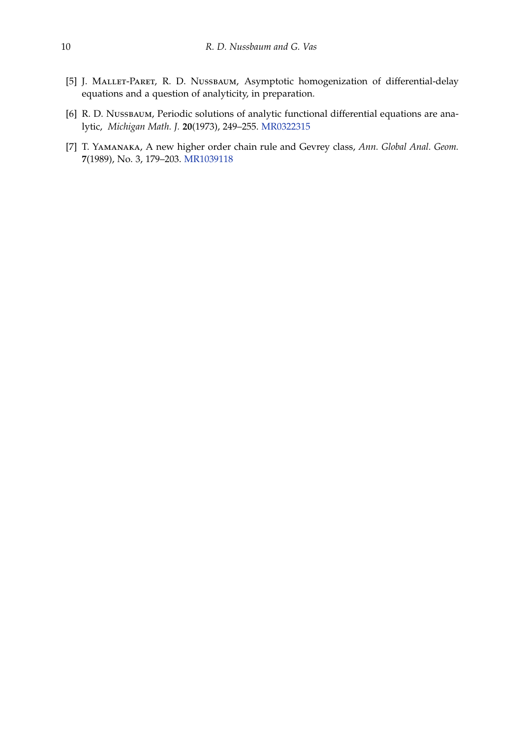[5] J. Mallet-Paret, R. D. Nussbaum, Asymptotic homogenization of differential-delay equations and a question of analyticity, in preparation.

[6] R. D. Nussbaum, Periodic solutions of analytic functional differential equations are analytic, *Michigan Math. J.* **20**(1973), 249–255. MR0322315

[7] T. Yamanaka, A new higher order chain rule and Gevrey class, *Ann. Global Anal. Geom.* **7**(1989), No. 3, 179–203. MR1039118